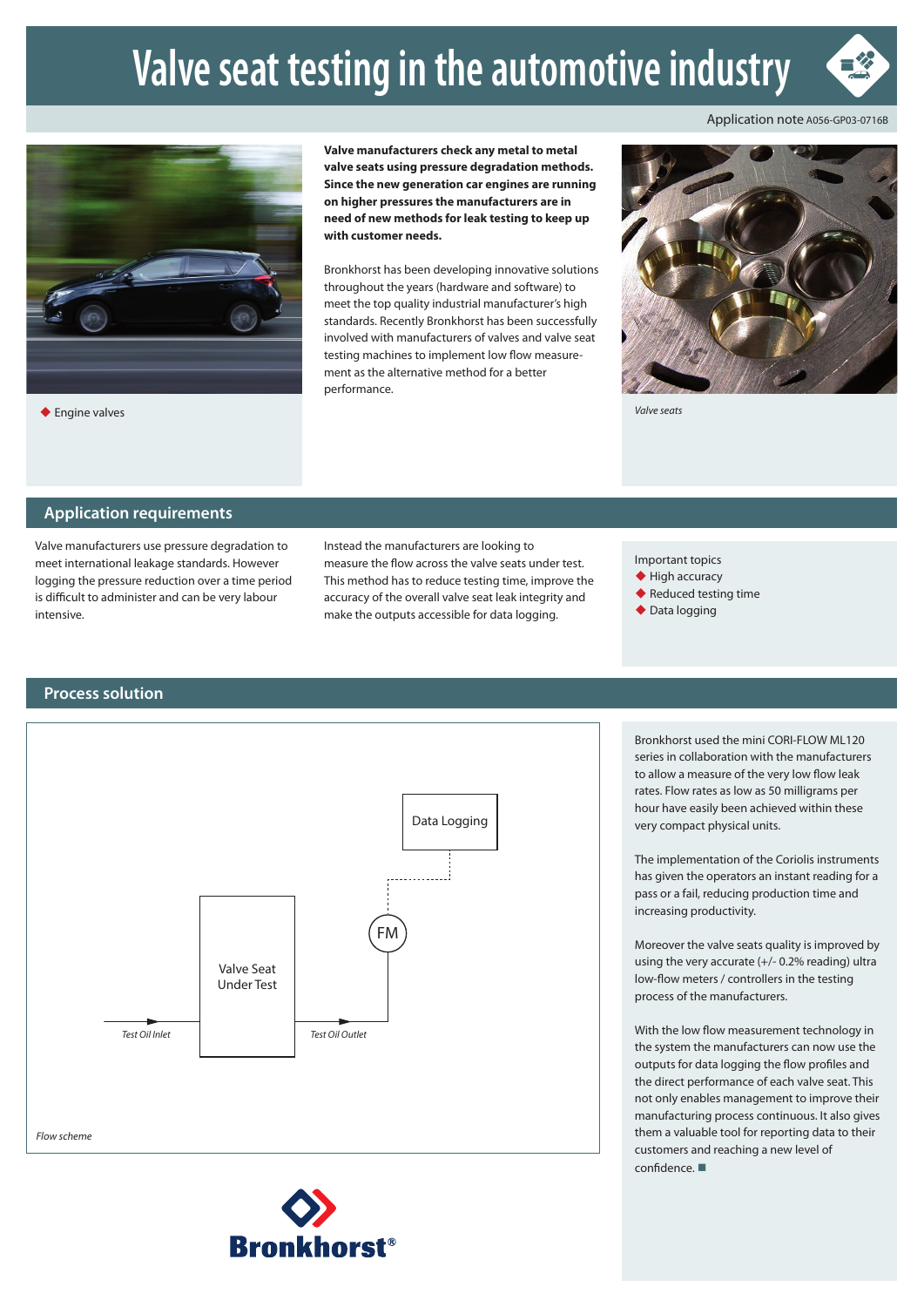# Valve seat testing in the automotive industry

Application note A056-GP03-0716B

Engine valves

**Valve manufacturers check any metal to metal valve seats using pressure degradation methods. Since the new generation car engines are running on higher pressures the manufacturers are in need of new methods for leak testing to keep up with customer needs.**

Bronkhorst has been developing innovative solutions throughout the years (hardware and software) to meet the top quality industrial manufacturer's high standards. Recently Bronkhorst has been successfully involved with manufacturers of valves and valve seat testing machines to implement low flow measurement as the alternative method for a better performance.

*Valve seats*

## Application requirements

Valve manufacturers use pressure degradation to meet international leakage standards. However logging the pressure reduction over a time period is difficult to administer and can be very labour intensive.

Instead the manufacturers are looking to measure the flow across the valve seats under test. This method has to reduce testing time, improve the accuracy of the overall valve seat leak integrity and make the outputs accessible for data logging.

Important topics

- High accuracy
- Reduced testing time
- Data logging

## Process solution

Data Logging

FM

Valve Seat Under Test

*Test Oil Inlet*

*Test Oil Outlet*

*Flow scheme*

Bronkhorst used the mini CORI-FLOW ML120 series in collaboration with the manufacturers to allow a measure of the very low flow leak rates. Flow rates as low as 50 milligrams per hour have easily been achieved within these very compact physical units.

The implementation of the Coriolis instruments has given the operators an instant reading for a pass or a fail, reducing production time and increasing productivity.

Moreover the valve seats quality is improved by using the very accurate (+/- 0.2% reading) ultra low-flow meters / controllers in the testing process of the manufacturers.

With the low flow measurement technology in the system the manufacturers can now use the outputs for data logging the flow profiles and the direct performance of each valve seat. This not only enables management to improve their manufacturing process continuous. It also gives them a valuable tool for reporting data to their customers and reaching a new level of confidence. ■

Bronkhorst®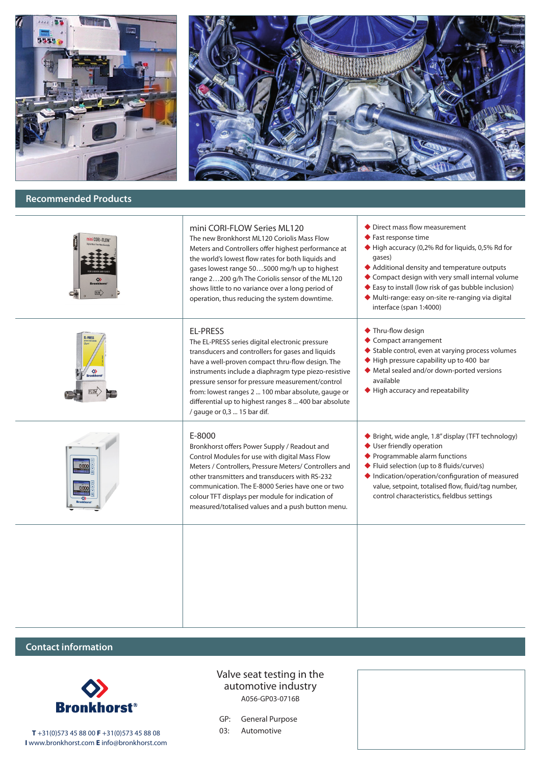## Recommended Products

| | | |
|---|---|---|
| | **mini CORI-FLOW Series ML120**<br>The new Bronkhorst ML120 Coriolis Mass Flow Meters and Controllers offer highest performance at the world's lowest flow rates for both liquids and gases lowest range 50…5000 mg/h up to highest range 2…200 g/h The Coriolis sensor of the ML120 shows little to no variance over a long period of operation, thus reducing the system downtime. | ◆ Direct mass flow measurement<br>◆ Fast response time<br>◆ High accuracy (0,2% Rd for liquids, 0,5% Rd for gases)<br>◆ Additional density and temperature outputs<br>◆ Compact design with very small internal volume<br>◆ Easy to install (low risk of gas bubble inclusion)<br>◆ Multi-range: easy on-site re-ranging via digital interface (span 1:4000) |
| | **EL-PRESS**<br>The EL-PRESS series digital electronic pressure transducers and controllers for gases and liquids have a well-proven compact thru-flow design. The instruments include a diaphragm type piezo-resistive pressure sensor for pressure measurement/control from: lowest ranges 2 ... 100 mbar absolute, gauge or differential up to highest ranges 8 ... 400 bar absolute / gauge or 0,3 ... 15 bar dif. | ◆ Thru-flow design<br>◆ Compact arrangement<br>◆ Stable control, even at varying process volumes<br>◆ High pressure capability up to 400 bar<br>◆ Metal sealed and/or down-ported versions available<br>◆ High accuracy and repeatability |
| | **E-8000**<br>Bronkhorst offers Power Supply / Readout and Control Modules for use with digital Mass Flow Meters / Controllers, Pressure Meters/ Controllers and other transmitters and transducers with RS-232 communication. The E-8000 Series have one or two colour TFT displays per module for indication of measured/totalised values and a push button menu. | ◆ Bright, wide angle, 1.8" display (TFT technology)<br>◆ User friendly operation<br>◆ Programmable alarm functions<br>◆ Fluid selection (up to 8 fluids/curves)<br>◆ Indication/operation/configuration of measured value, setpoint, totalised flow, fluid/tag number, control characteristics, fieldbus settings |

## Contact information

**Bronkhorst®**

**T** +31(0)573 45 88 00 **F** +31(0)573 45 88 08
**I** www.bronkhorst.com **E** info@bronkhorst.com

Valve seat testing in the automotive industry
A056-GP03-0716B

GP: General Purpose
03: Automotive